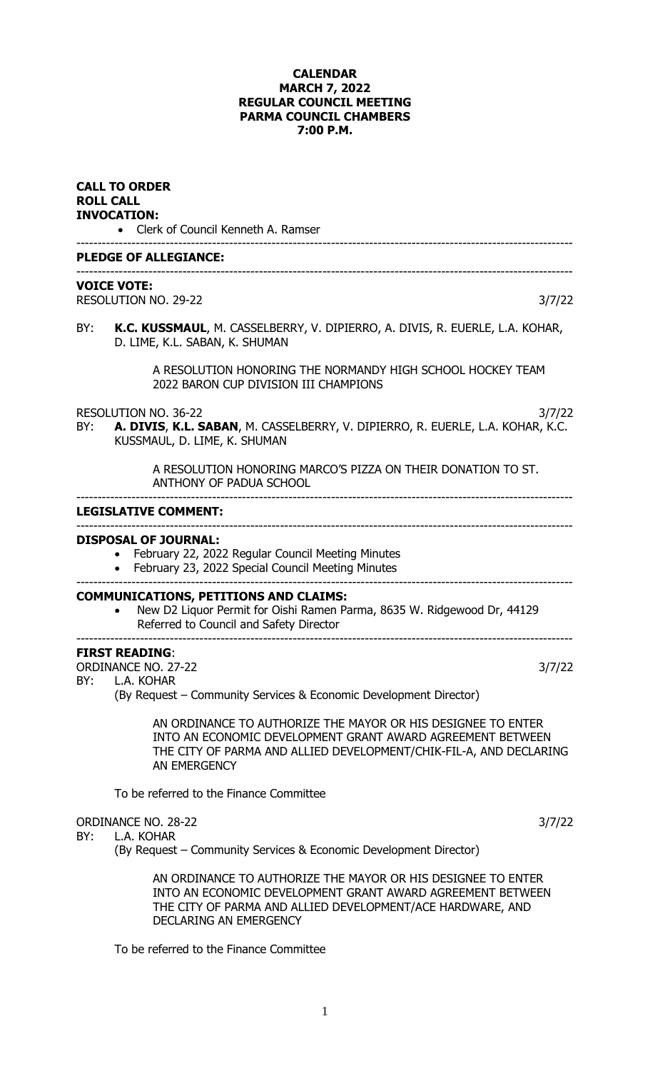**CALENDAR**
**MARCH 7, 2022**
**REGULAR COUNCIL MEETING**
**PARMA COUNCIL CHAMBERS**
**7:00 P.M.**

**CALL TO ORDER**
**ROLL CALL**
**INVOCATION:**

- Clerk of Council Kenneth A. Ramser

---

**PLEDGE OF ALLEGIANCE:**

---

**VOICE VOTE:**

RESOLUTION NO. 29-22 3/7/22

BY: **K.C. KUSSMAUL**, M. CASSELBERRY, V. DIPIERRO, A. DIVIS, R. EUERLE, L.A. KOHAR, D. LIME, K.L. SABAN, K. SHUMAN

A RESOLUTION HONORING THE NORMANDY HIGH SCHOOL HOCKEY TEAM 2022 BARON CUP DIVISION III CHAMPIONS

RESOLUTION NO. 36-22 3/7/22

BY: **A. DIVIS**, **K.L. SABAN**, M. CASSELBERRY, V. DIPIERRO, R. EUERLE, L.A. KOHAR, K.C. KUSSMAUL, D. LIME, K. SHUMAN

A RESOLUTION HONORING MARCO'S PIZZA ON THEIR DONATION TO ST. ANTHONY OF PADUA SCHOOL

---

**LEGISLATIVE COMMENT:**

---

**DISPOSAL OF JOURNAL:**

- February 22, 2022 Regular Council Meeting Minutes
- February 23, 2022 Special Council Meeting Minutes

---

**COMMUNICATIONS, PETITIONS AND CLAIMS:**

- New D2 Liquor Permit for Oishi Ramen Parma, 8635 W. Ridgewood Dr, 44129
  Referred to Council and Safety Director

---

**FIRST READING**:

ORDINANCE NO. 27-22 3/7/22

BY: L.A. KOHAR
(By Request – Community Services & Economic Development Director)

AN ORDINANCE TO AUTHORIZE THE MAYOR OR HIS DESIGNEE TO ENTER INTO AN ECONOMIC DEVELOPMENT GRANT AWARD AGREEMENT BETWEEN THE CITY OF PARMA AND ALLIED DEVELOPMENT/CHIK-FIL-A, AND DECLARING AN EMERGENCY

To be referred to the Finance Committee

ORDINANCE NO. 28-22 3/7/22

BY: L.A. KOHAR
(By Request – Community Services & Economic Development Director)

AN ORDINANCE TO AUTHORIZE THE MAYOR OR HIS DESIGNEE TO ENTER INTO AN ECONOMIC DEVELOPMENT GRANT AWARD AGREEMENT BETWEEN THE CITY OF PARMA AND ALLIED DEVELOPMENT/ACE HARDWARE, AND DECLARING AN EMERGENCY

To be referred to the Finance Committee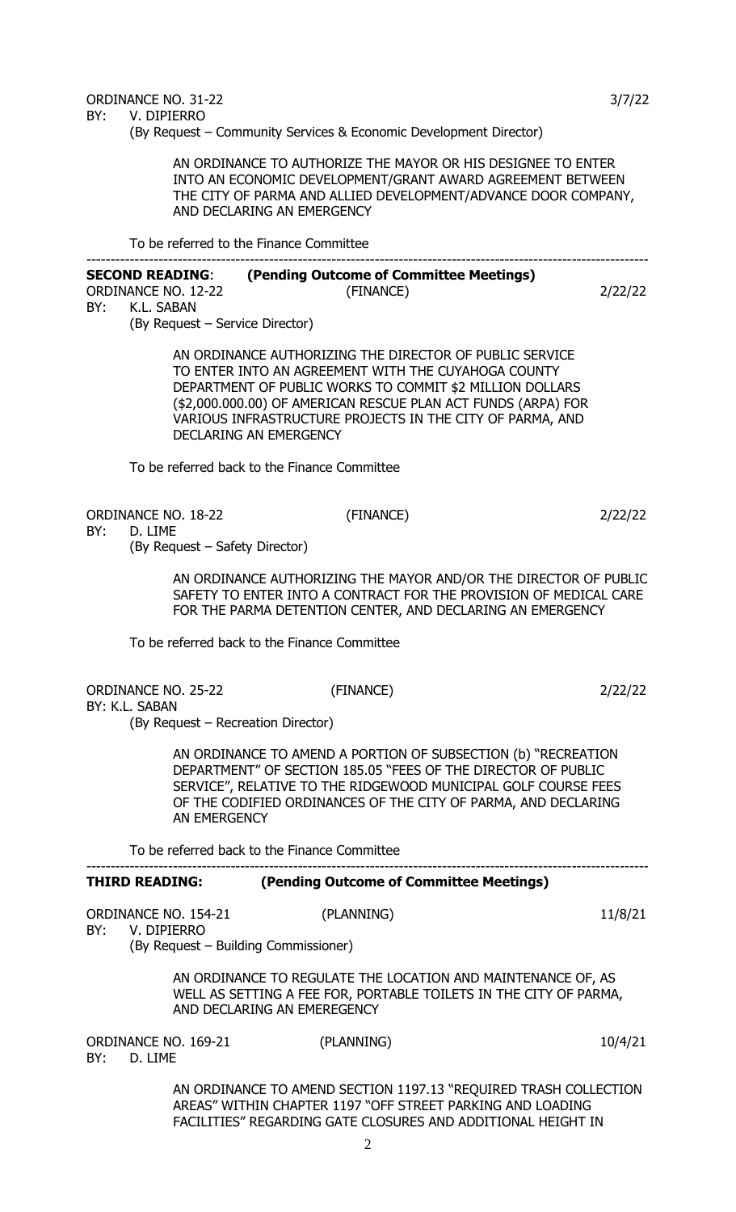ORDINANCE NO. 31-22 3/7/22

BY: V. DIPIERRO

(By Request – Community Services & Economic Development Director)

AN ORDINANCE TO AUTHORIZE THE MAYOR OR HIS DESIGNEE TO ENTER INTO AN ECONOMIC DEVELOPMENT/GRANT AWARD AGREEMENT BETWEEN THE CITY OF PARMA AND ALLIED DEVELOPMENT/ADVANCE DOOR COMPANY, AND DECLARING AN EMERGENCY

To be referred to the Finance Committee

---

**SECOND READING**: **(Pending Outcome of Committee Meetings)**

ORDINANCE NO. 12-22 (FINANCE) 2/22/22

BY: K.L. SABAN

(By Request – Service Director)

AN ORDINANCE AUTHORIZING THE DIRECTOR OF PUBLIC SERVICE TO ENTER INTO AN AGREEMENT WITH THE CUYAHOGA COUNTY DEPARTMENT OF PUBLIC WORKS TO COMMIT $2 MILLION DOLLARS ($2,000.000.00) OF AMERICAN RESCUE PLAN ACT FUNDS (ARPA) FOR VARIOUS INFRASTRUCTURE PROJECTS IN THE CITY OF PARMA, AND DECLARING AN EMERGENCY

To be referred back to the Finance Committee

ORDINANCE NO. 18-22 (FINANCE) 2/22/22

BY: D. LIME

(By Request – Safety Director)

AN ORDINANCE AUTHORIZING THE MAYOR AND/OR THE DIRECTOR OF PUBLIC SAFETY TO ENTER INTO A CONTRACT FOR THE PROVISION OF MEDICAL CARE FOR THE PARMA DETENTION CENTER, AND DECLARING AN EMERGENCY

To be referred back to the Finance Committee

ORDINANCE NO. 25-22 (FINANCE) 2/22/22

BY: K.L. SABAN

(By Request – Recreation Director)

AN ORDINANCE TO AMEND A PORTION OF SUBSECTION (b) "RECREATION DEPARTMENT" OF SECTION 185.05 "FEES OF THE DIRECTOR OF PUBLIC SERVICE", RELATIVE TO THE RIDGEWOOD MUNICIPAL GOLF COURSE FEES OF THE CODIFIED ORDINANCES OF THE CITY OF PARMA, AND DECLARING AN EMERGENCY

To be referred back to the Finance Committee

---

**THIRD READING:** **(Pending Outcome of Committee Meetings)**

ORDINANCE NO. 154-21 (PLANNING) 11/8/21

BY: V. DIPIERRO

(By Request – Building Commissioner)

AN ORDINANCE TO REGULATE THE LOCATION AND MAINTENANCE OF, AS WELL AS SETTING A FEE FOR, PORTABLE TOILETS IN THE CITY OF PARMA, AND DECLARING AN EMEREGENCY

ORDINANCE NO. 169-21 (PLANNING) 10/4/21

BY: D. LIME

AN ORDINANCE TO AMEND SECTION 1197.13 "REQUIRED TRASH COLLECTION AREAS" WITHIN CHAPTER 1197 "OFF STREET PARKING AND LOADING FACILITIES" REGARDING GATE CLOSURES AND ADDITIONAL HEIGHT IN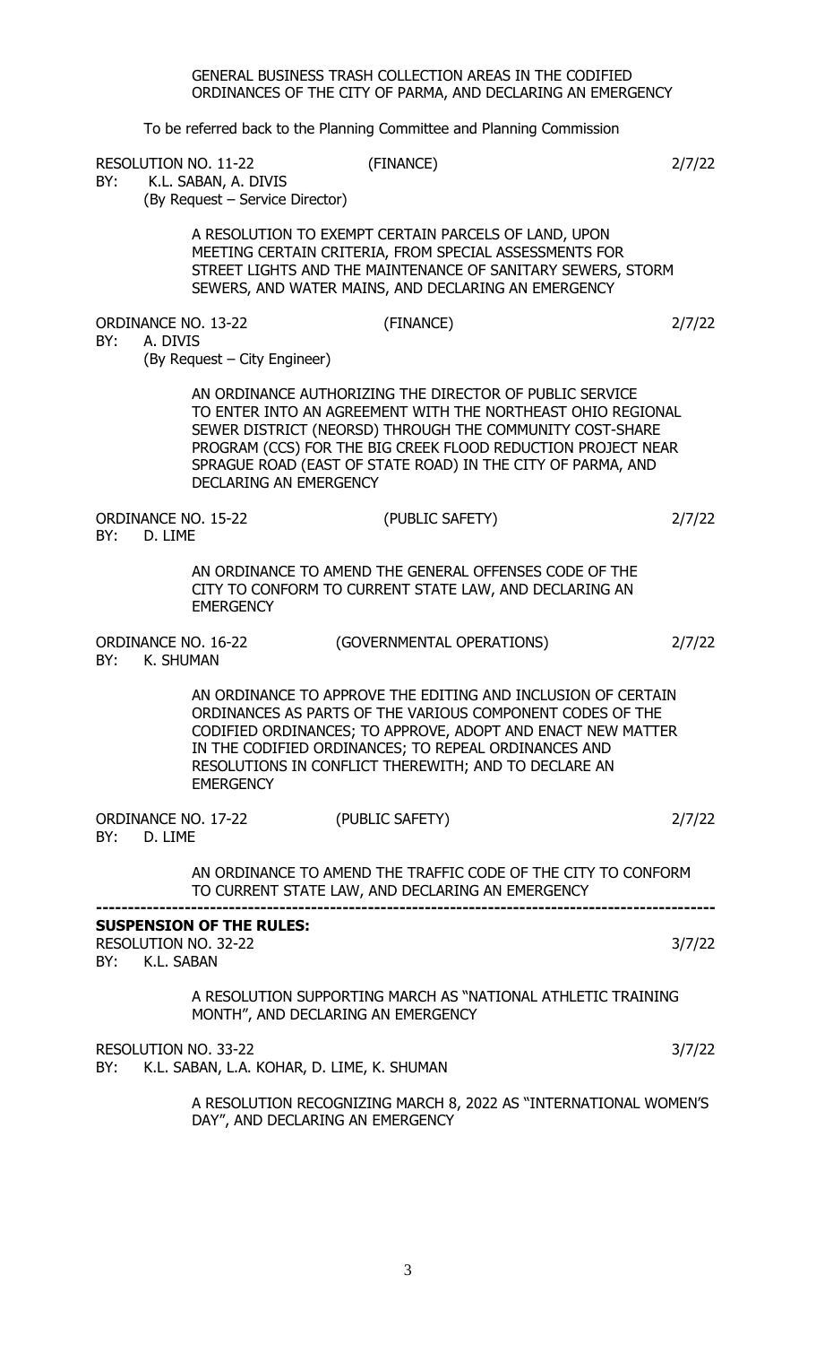GENERAL BUSINESS TRASH COLLECTION AREAS IN THE CODIFIED ORDINANCES OF THE CITY OF PARMA, AND DECLARING AN EMERGENCY

To be referred back to the Planning Committee and Planning Commission

RESOLUTION NO. 11-22 (FINANCE) 2/7/22
BY: K.L. SABAN, A. DIVIS
(By Request – Service Director)

A RESOLUTION TO EXEMPT CERTAIN PARCELS OF LAND, UPON MEETING CERTAIN CRITERIA, FROM SPECIAL ASSESSMENTS FOR STREET LIGHTS AND THE MAINTENANCE OF SANITARY SEWERS, STORM SEWERS, AND WATER MAINS, AND DECLARING AN EMERGENCY

ORDINANCE NO. 13-22 (FINANCE) 2/7/22
BY: A. DIVIS
(By Request – City Engineer)

AN ORDINANCE AUTHORIZING THE DIRECTOR OF PUBLIC SERVICE TO ENTER INTO AN AGREEMENT WITH THE NORTHEAST OHIO REGIONAL SEWER DISTRICT (NEORSD) THROUGH THE COMMUNITY COST-SHARE PROGRAM (CCS) FOR THE BIG CREEK FLOOD REDUCTION PROJECT NEAR SPRAGUE ROAD (EAST OF STATE ROAD) IN THE CITY OF PARMA, AND DECLARING AN EMERGENCY

ORDINANCE NO. 15-22 (PUBLIC SAFETY) 2/7/22
BY: D. LIME

AN ORDINANCE TO AMEND THE GENERAL OFFENSES CODE OF THE CITY TO CONFORM TO CURRENT STATE LAW, AND DECLARING AN EMERGENCY

ORDINANCE NO. 16-22 (GOVERNMENTAL OPERATIONS) 2/7/22
BY: K. SHUMAN

AN ORDINANCE TO APPROVE THE EDITING AND INCLUSION OF CERTAIN ORDINANCES AS PARTS OF THE VARIOUS COMPONENT CODES OF THE CODIFIED ORDINANCES; TO APPROVE, ADOPT AND ENACT NEW MATTER IN THE CODIFIED ORDINANCES; TO REPEAL ORDINANCES AND RESOLUTIONS IN CONFLICT THEREWITH; AND TO DECLARE AN EMERGENCY

ORDINANCE NO. 17-22 (PUBLIC SAFETY) 2/7/22
BY: D. LIME

AN ORDINANCE TO AMEND THE TRAFFIC CODE OF THE CITY TO CONFORM TO CURRENT STATE LAW, AND DECLARING AN EMERGENCY

---

**SUSPENSION OF THE RULES:**

RESOLUTION NO. 32-22 3/7/22
BY: K.L. SABAN

A RESOLUTION SUPPORTING MARCH AS "NATIONAL ATHLETIC TRAINING MONTH", AND DECLARING AN EMERGENCY

RESOLUTION NO. 33-22 3/7/22
BY: K.L. SABAN, L.A. KOHAR, D. LIME, K. SHUMAN

A RESOLUTION RECOGNIZING MARCH 8, 2022 AS "INTERNATIONAL WOMEN'S DAY", AND DECLARING AN EMERGENCY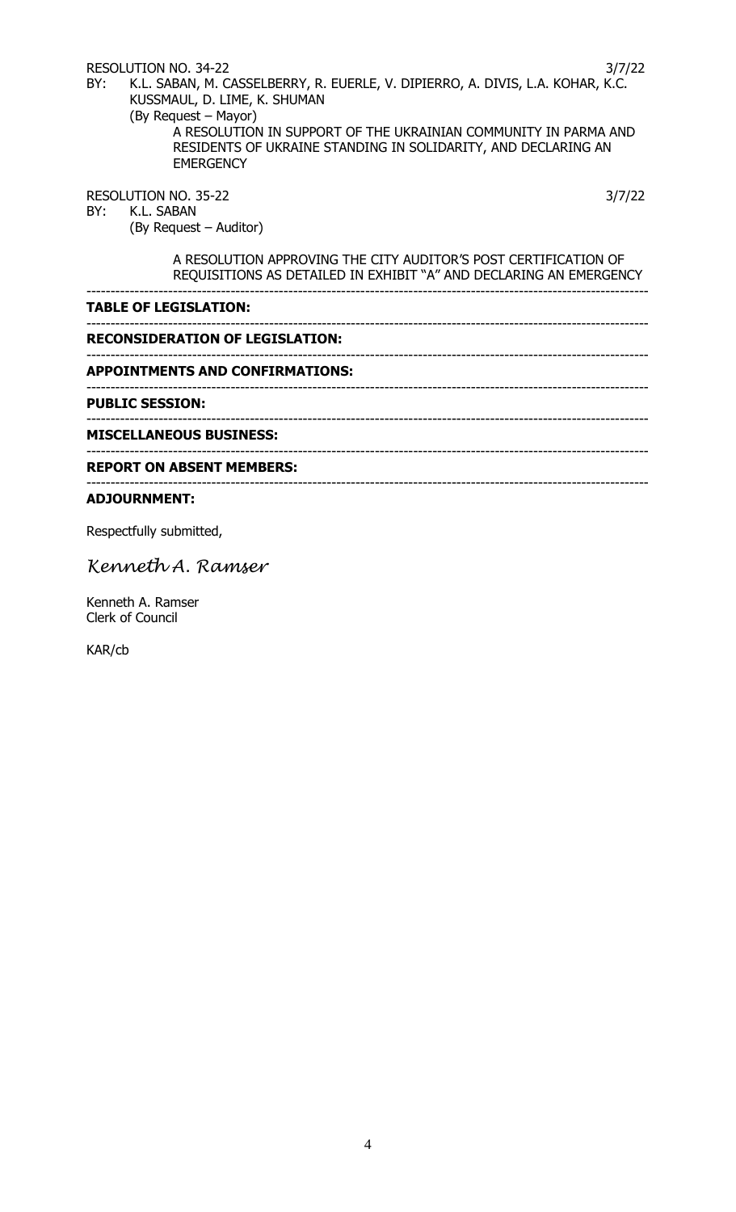RESOLUTION NO. 34-22 3/7/22

BY: K.L. SABAN, M. CASSELBERRY, R. EUERLE, V. DIPIERRO, A. DIVIS, L.A. KOHAR, K.C. KUSSMAUL, D. LIME, K. SHUMAN

(By Request – Mayor)

A RESOLUTION IN SUPPORT OF THE UKRAINIAN COMMUNITY IN PARMA AND RESIDENTS OF UKRAINE STANDING IN SOLIDARITY, AND DECLARING AN EMERGENCY

RESOLUTION NO. 35-22 3/7/22

BY: K.L. SABAN

(By Request – Auditor)

A RESOLUTION APPROVING THE CITY AUDITOR'S POST CERTIFICATION OF REQUISITIONS AS DETAILED IN EXHIBIT "A" AND DECLARING AN EMERGENCY

---

**TABLE OF LEGISLATION:**

---

**RECONSIDERATION OF LEGISLATION:**

---

**APPOINTMENTS AND CONFIRMATIONS:**

---

**PUBLIC SESSION:**

---

**MISCELLANEOUS BUSINESS:**

---

**REPORT ON ABSENT MEMBERS:**

---

**ADJOURNMENT:**

Respectfully submitted,

*Kenneth A. Ramser*

Kenneth A. Ramser
Clerk of Council

KAR/cb